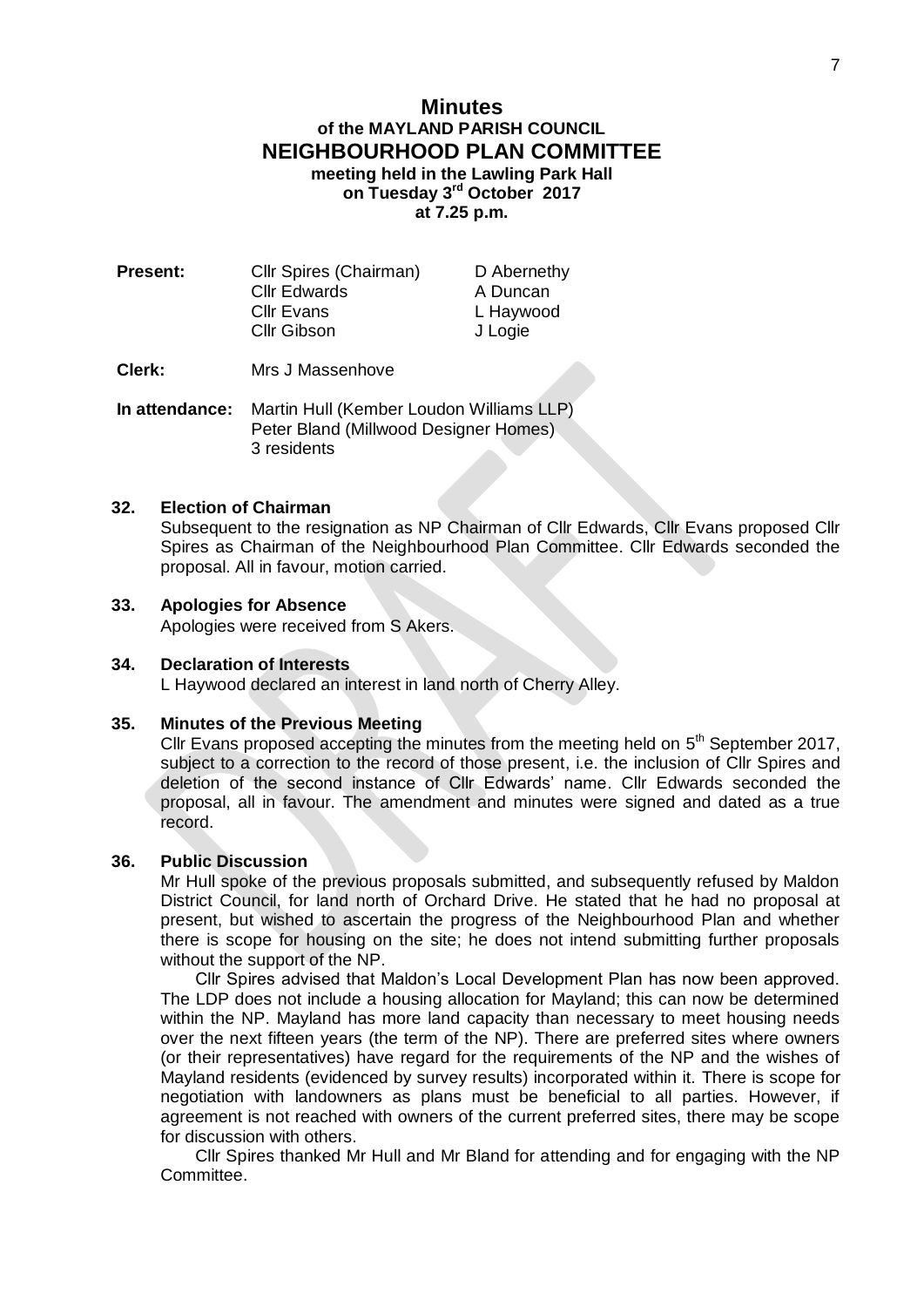# Minutes

## of the MAYLAND PARISH COUNCIL
## NEIGHBOURHOOD PLAN COMMITTEE

**meeting held in the Lawling Park Hall**
**on Tuesday 3rd October 2017**
**at 7.25 p.m.**

| **Present:** | Cllr Spires (Chairman) | D Abernethy |
|---|---|---|
| | Cllr Edwards | A Duncan |
| | Cllr Evans | L Haywood |
| | Cllr Gibson | J Logie |

**Clerk:** Mrs J Massenhove

**In attendance:** Martin Hull (Kember Loudon Williams LLP)
Peter Bland (Millwood Designer Homes)
3 residents

### 32. Election of Chairman

Subsequent to the resignation as NP Chairman of Cllr Edwards, Cllr Evans proposed Cllr Spires as Chairman of the Neighbourhood Plan Committee. Cllr Edwards seconded the proposal. All in favour, motion carried.

### 33. Apologies for Absence

Apologies were received from S Akers.

### 34. Declaration of Interests

L Haywood declared an interest in land north of Cherry Alley.

### 35. Minutes of the Previous Meeting

Cllr Evans proposed accepting the minutes from the meeting held on 5th September 2017, subject to a correction to the record of those present, i.e. the inclusion of Cllr Spires and deletion of the second instance of Cllr Edwards' name. Cllr Edwards seconded the proposal, all in favour. The amendment and minutes were signed and dated as a true record.

### 36. Public Discussion

Mr Hull spoke of the previous proposals submitted, and subsequently refused by Maldon District Council, for land north of Orchard Drive. He stated that he had no proposal at present, but wished to ascertain the progress of the Neighbourhood Plan and whether there is scope for housing on the site; he does not intend submitting further proposals without the support of the NP.

Cllr Spires advised that Maldon's Local Development Plan has now been approved. The LDP does not include a housing allocation for Mayland; this can now be determined within the NP. Mayland has more land capacity than necessary to meet housing needs over the next fifteen years (the term of the NP). There are preferred sites where owners (or their representatives) have regard for the requirements of the NP and the wishes of Mayland residents (evidenced by survey results) incorporated within it. There is scope for negotiation with landowners as plans must be beneficial to all parties. However, if agreement is not reached with owners of the current preferred sites, there may be scope for discussion with others.

Cllr Spires thanked Mr Hull and Mr Bland for attending and for engaging with the NP Committee.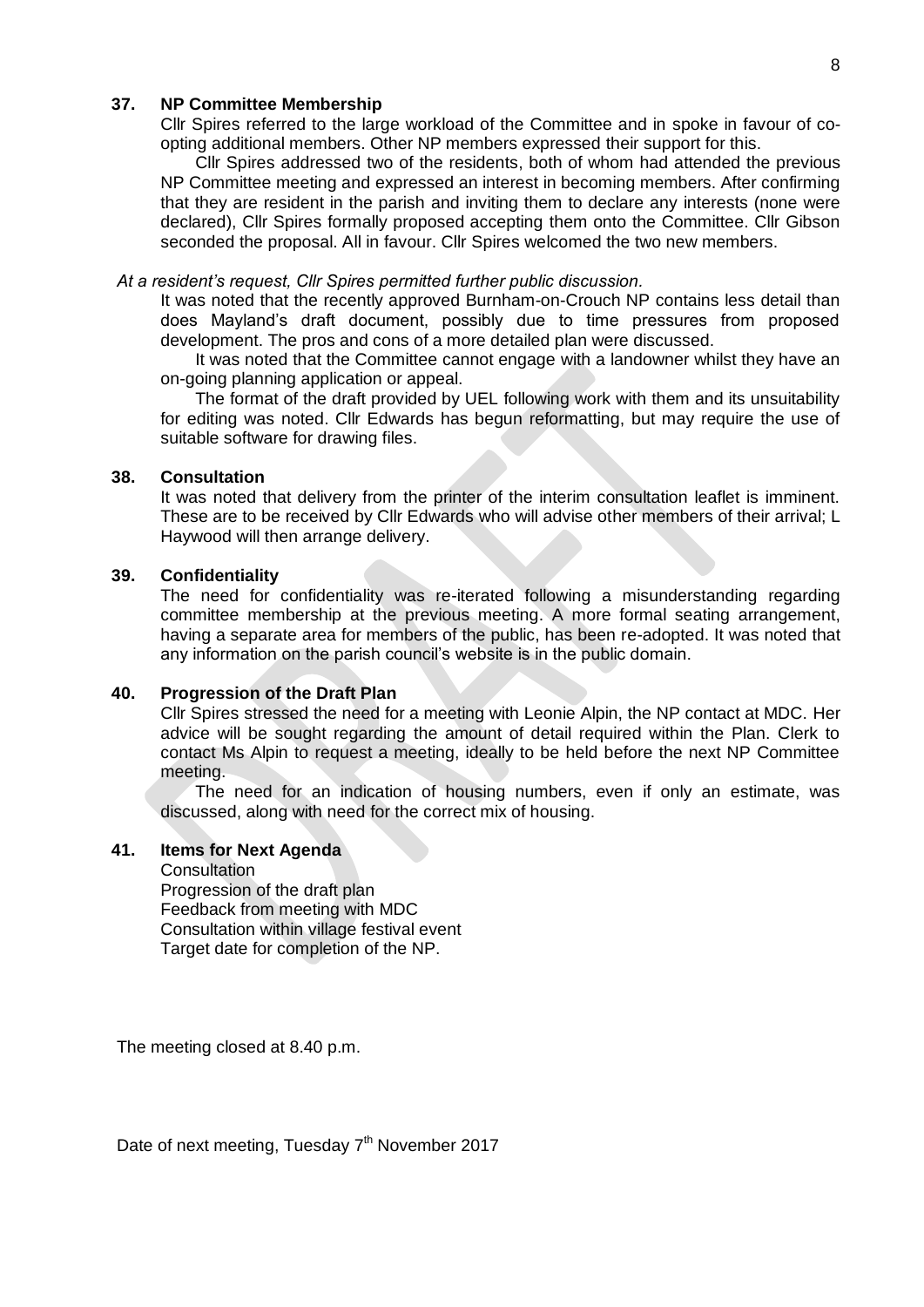**37. NP Committee Membership**

Cllr Spires referred to the large workload of the Committee and in spoke in favour of co-opting additional members. Other NP members expressed their support for this.

Cllr Spires addressed two of the residents, both of whom had attended the previous NP Committee meeting and expressed an interest in becoming members. After confirming that they are resident in the parish and inviting them to declare any interests (none were declared), Cllr Spires formally proposed accepting them onto the Committee. Cllr Gibson seconded the proposal. All in favour. Cllr Spires welcomed the two new members.

*At a resident's request, Cllr Spires permitted further public discussion.*

It was noted that the recently approved Burnham-on-Crouch NP contains less detail than does Mayland's draft document, possibly due to time pressures from proposed development. The pros and cons of a more detailed plan were discussed.

It was noted that the Committee cannot engage with a landowner whilst they have an on-going planning application or appeal.

The format of the draft provided by UEL following work with them and its unsuitability for editing was noted. Cllr Edwards has begun reformatting, but may require the use of suitable software for drawing files.

**38. Consultation**

It was noted that delivery from the printer of the interim consultation leaflet is imminent. These are to be received by Cllr Edwards who will advise other members of their arrival; L Haywood will then arrange delivery.

**39. Confidentiality**

The need for confidentiality was re-iterated following a misunderstanding regarding committee membership at the previous meeting. A more formal seating arrangement, having a separate area for members of the public, has been re-adopted. It was noted that any information on the parish council's website is in the public domain.

**40. Progression of the Draft Plan**

Cllr Spires stressed the need for a meeting with Leonie Alpin, the NP contact at MDC. Her advice will be sought regarding the amount of detail required within the Plan. Clerk to contact Ms Alpin to request a meeting, ideally to be held before the next NP Committee meeting.

The need for an indication of housing numbers, even if only an estimate, was discussed, along with need for the correct mix of housing.

**41. Items for Next Agenda**

Consultation
Progression of the draft plan
Feedback from meeting with MDC
Consultation within village festival event
Target date for completion of the NP.

The meeting closed at 8.40 p.m.

Date of next meeting, Tuesday 7th November 2017